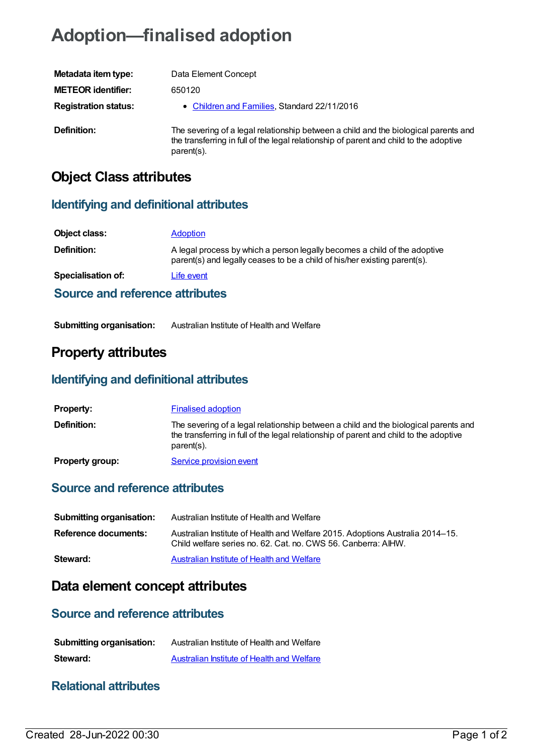# Adoption—finalised adoption

| | |
|---|---|
| **Metadata item type:** | Data Element Concept |
| **METEOR identifier:** | 650120 |
| **Registration status:** | • Children and Families, Standard 22/11/2016 |
| **Definition:** | The severing of a legal relationship between a child and the biological parents and the transferring in full of the legal relationship of parent and child to the adoptive parent(s). |

## Object Class attributes

### Identifying and definitional attributes

| | |
|---|---|
| **Object class:** | Adoption |
| **Definition:** | A legal process by which a person legally becomes a child of the adoptive parent(s) and legally ceases to be a child of his/her existing parent(s). |
| **Specialisation of:** | Life event |

### Source and reference attributes

| | |
|---|---|
| **Submitting organisation:** | Australian Institute of Health and Welfare |

## Property attributes

### Identifying and definitional attributes

| | |
|---|---|
| **Property:** | Finalised adoption |
| **Definition:** | The severing of a legal relationship between a child and the biological parents and the transferring in full of the legal relationship of parent and child to the adoptive parent(s). |
| **Property group:** | Service provision event |

### Source and reference attributes

| | |
|---|---|
| **Submitting organisation:** | Australian Institute of Health and Welfare |
| **Reference documents:** | Australian Institute of Health and Welfare 2015. Adoptions Australia 2014–15. Child welfare series no. 62. Cat. no. CWS 56. Canberra: AIHW. |
| **Steward:** | Australian Institute of Health and Welfare |

## Data element concept attributes

### Source and reference attributes

| | |
|---|---|
| **Submitting organisation:** | Australian Institute of Health and Welfare |
| **Steward:** | Australian Institute of Health and Welfare |

### Relational attributes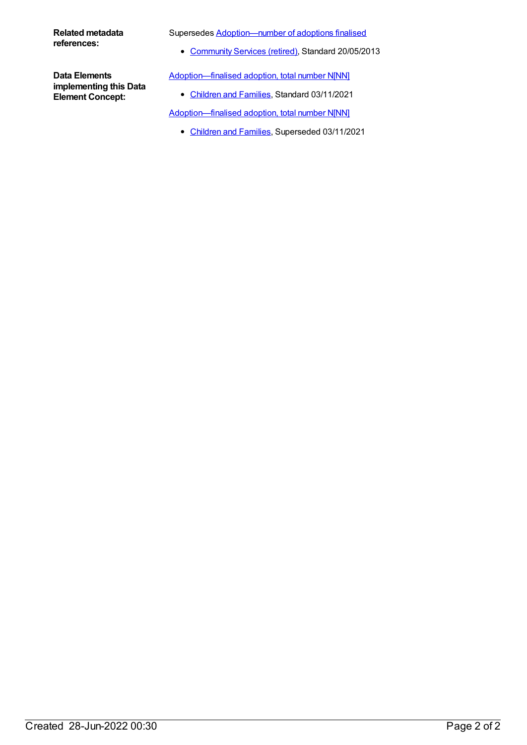**Related metadata references:**

Supersedes Adoption—number of adoptions finalised

- Community Services (retired), Standard 20/05/2013

**Data Elements implementing this Data Element Concept:**

Adoption—finalised adoption, total number N[NN]

- Children and Families, Standard 03/11/2021

Adoption—finalised adoption, total number N[NN]

- Children and Families, Superseded 03/11/2021